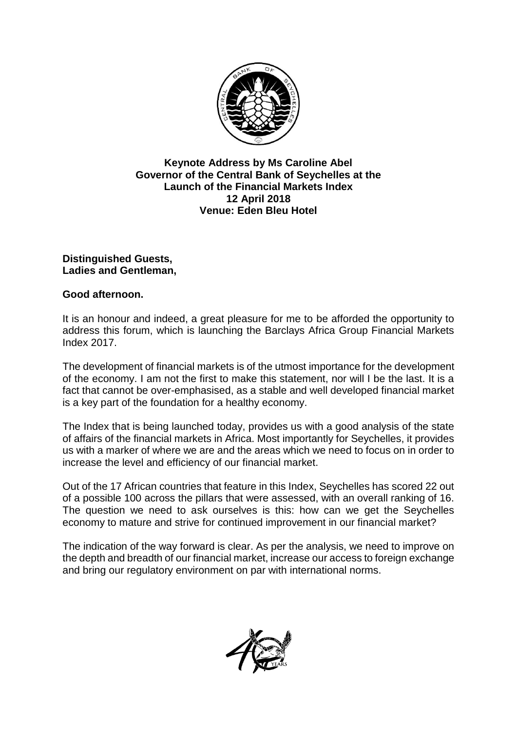**Keynote Address by Ms Caroline Abel**
**Governor of the Central Bank of Seychelles at the Launch of the Financial Markets Index**
**12 April 2018**
**Venue: Eden Bleu Hotel**

**Distinguished Guests,**
**Ladies and Gentleman,**

**Good afternoon.**

It is an honour and indeed, a great pleasure for me to be afforded the opportunity to address this forum, which is launching the Barclays Africa Group Financial Markets Index 2017.

The development of financial markets is of the utmost importance for the development of the economy. I am not the first to make this statement, nor will I be the last. It is a fact that cannot be over-emphasised, as a stable and well developed financial market is a key part of the foundation for a healthy economy.

The Index that is being launched today, provides us with a good analysis of the state of affairs of the financial markets in Africa. Most importantly for Seychelles, it provides us with a marker of where we are and the areas which we need to focus on in order to increase the level and efficiency of our financial market.

Out of the 17 African countries that feature in this Index, Seychelles has scored 22 out of a possible 100 across the pillars that were assessed, with an overall ranking of 16. The question we need to ask ourselves is this: how can we get the Seychelles economy to mature and strive for continued improvement in our financial market?

The indication of the way forward is clear. As per the analysis, we need to improve on the depth and breadth of our financial market, increase our access to foreign exchange and bring our regulatory environment on par with international norms.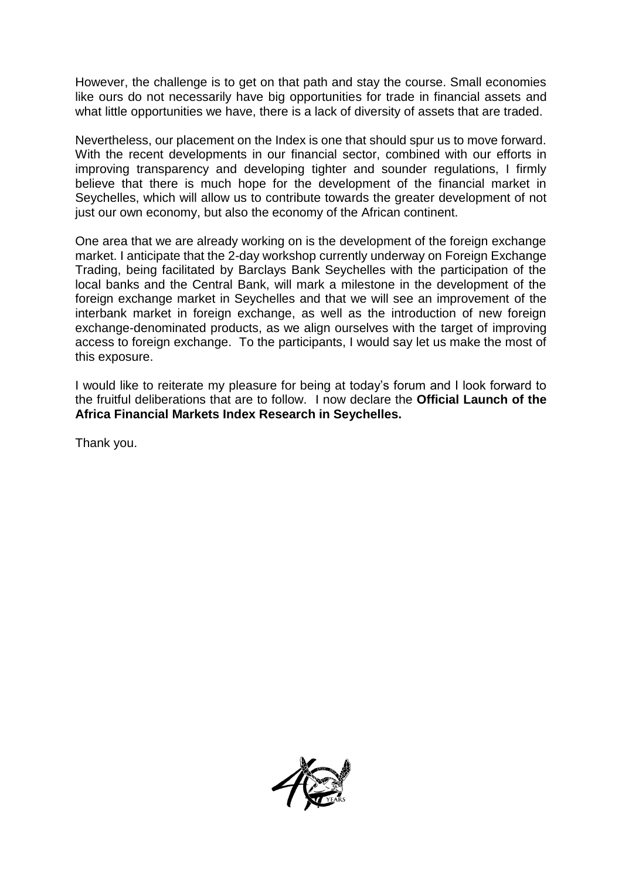However, the challenge is to get on that path and stay the course. Small economies like ours do not necessarily have big opportunities for trade in financial assets and what little opportunities we have, there is a lack of diversity of assets that are traded.

Nevertheless, our placement on the Index is one that should spur us to move forward. With the recent developments in our financial sector, combined with our efforts in improving transparency and developing tighter and sounder regulations, I firmly believe that there is much hope for the development of the financial market in Seychelles, which will allow us to contribute towards the greater development of not just our own economy, but also the economy of the African continent.

One area that we are already working on is the development of the foreign exchange market. I anticipate that the 2-day workshop currently underway on Foreign Exchange Trading, being facilitated by Barclays Bank Seychelles with the participation of the local banks and the Central Bank, will mark a milestone in the development of the foreign exchange market in Seychelles and that we will see an improvement of the interbank market in foreign exchange, as well as the introduction of new foreign exchange-denominated products, as we align ourselves with the target of improving access to foreign exchange. To the participants, I would say let us make the most of this exposure.

I would like to reiterate my pleasure for being at today's forum and I look forward to the fruitful deliberations that are to follow. I now declare the **Official Launch of the Africa Financial Markets Index Research in Seychelles.**

Thank you.